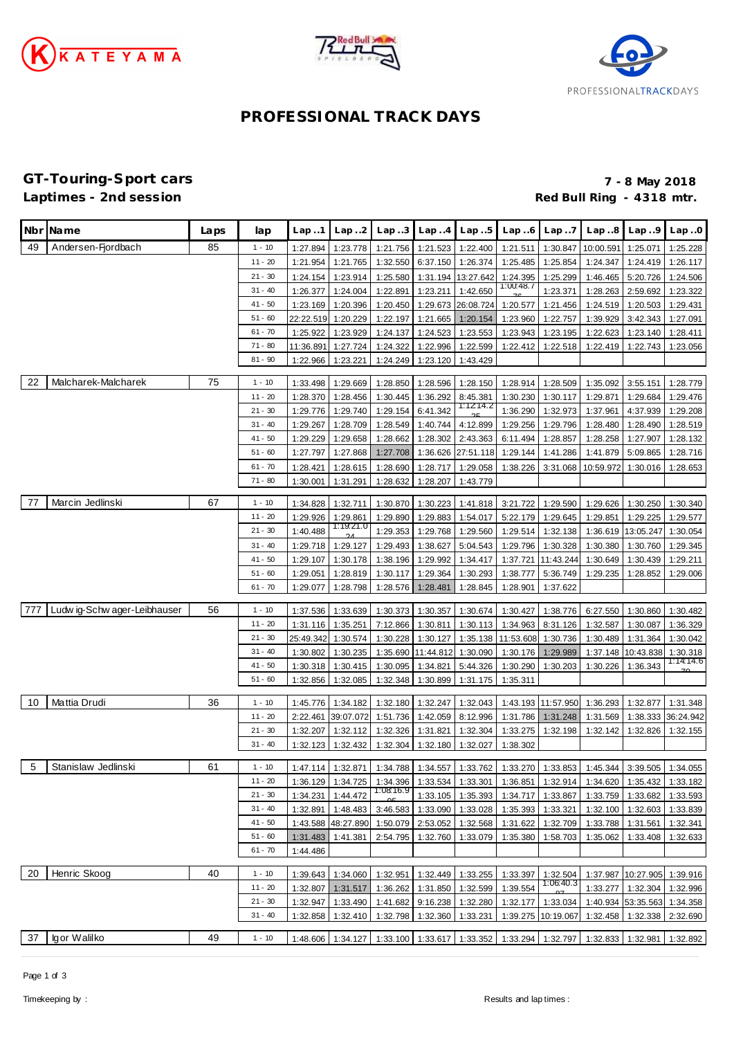# PROFESSIONAL TRACK DAYS

## GT-Touring-Sport cars

**Laptimes - 2nd session**

**7 - 8 May 2018**

**Red Bull Ring - 4318 mtr.**

| Nbr | Name | Laps | lap | Lap..1 | Lap..2 | Lap..3 | Lap..4 | Lap..5 | Lap..6 | Lap..7 | Lap..8 | Lap..9 | Lap..0 |
|---|---|---|---|---|---|---|---|---|---|---|---|---|---|
| 49 | Andersen-Fjordbach | 85 | 1 - 10 | 1:27.894 | 1:23.778 | 1:21.756 | 1:21.523 | 1:22.400 | 1:21.511 | 1:30.847 | 10:00.591 | 1:25.071 | 1:25.228 |
| | | | 11 - 20 | 1:21.954 | 1:21.765 | 1:32.550 | 6:37.150 | 1:26.374 | 1:25.485 | 1:25.854 | 1:24.347 | 1:24.419 | 1:26.117 |
| | | | 21 - 30 | 1:24.154 | 1:23.914 | 1:25.580 | 1:31.194 | 13:27.642 | 1:24.395 | 1:25.299 | 1:46.465 | 5:20.726 | 1:24.506 |
| | | | 31 - 40 | 1:26.377 | 1:24.004 | 1:22.891 | 1:23.211 | 1:42.650 | 1:00:48.776 | 1:23.371 | 1:28.263 | 2:59.692 | 1:23.322 |
| | | | 41 - 50 | 1:23.169 | 1:20.396 | 1:20.450 | 1:29.673 | 26:08.724 | 1:20.577 | 1:21.456 | 1:24.519 | 1:20.503 | 1:29.431 |
| | | | 51 - 60 | 22:22.519 | 1:20.229 | 1:22.197 | 1:21.665 | 1:20.154 | 1:23.960 | 1:22.757 | 1:39.929 | 3:42.343 | 1:27.091 |
| | | | 61 - 70 | 1:25.922 | 1:23.929 | 1:24.137 | 1:24.523 | 1:23.553 | 1:23.943 | 1:23.195 | 1:22.623 | 1:23.140 | 1:28.411 |
| | | | 71 - 80 | 11:36.891 | 1:27.724 | 1:24.322 | 1:22.996 | 1:22.599 | 1:22.412 | 1:22.518 | 1:22.419 | 1:22.743 | 1:23.056 |
| | | | 81 - 90 | 1:22.966 | 1:23.221 | 1:24.249 | 1:23.120 | 1:43.429 | | | | | |
| 22 | Malcharek-Malcharek | 75 | 1 - 10 | 1:33.498 | 1:29.669 | 1:28.850 | 1:28.596 | 1:28.150 | 1:28.914 | 1:28.509 | 1:35.092 | 3:55.151 | 1:28.779 |
| | | | 11 - 20 | 1:28.370 | 1:28.456 | 1:30.445 | 1:36.292 | 8:45.381 | 1:30.230 | 1:30.117 | 1:29.871 | 1:29.684 | 1:29.476 |
| | | | 21 - 30 | 1:29.776 | 1:29.740 | 1:29.154 | 6:41.342 | 1:12:14.225 | 1:36.290 | 1:32.973 | 1:37.961 | 4:37.939 | 1:29.208 |
| | | | 31 - 40 | 1:29.267 | 1:28.709 | 1:28.549 | 1:40.744 | 4:12.899 | 1:29.256 | 1:29.796 | 1:28.480 | 1:28.490 | 1:28.519 |
| | | | 41 - 50 | 1:29.229 | 1:29.658 | 1:28.662 | 1:28.302 | 2:43.363 | 6:11.494 | 1:28.857 | 1:28.258 | 1:27.907 | 1:28.132 |
| | | | 51 - 60 | 1:27.797 | 1:27.868 | 1:27.708 | 1:36.626 | 27:51.118 | 1:29.144 | 1:41.286 | 1:41.879 | 5:09.865 | 1:28.716 |
| | | | 61 - 70 | 1:28.421 | 1:28.615 | 1:28.690 | 1:28.717 | 1:29.058 | 1:38.226 | 3:31.068 | 10:59.972 | 1:30.016 | 1:28.653 |
| | | | 71 - 80 | 1:30.001 | 1:31.291 | 1:28.632 | 1:28.207 | 1:43.779 | | | | | |
| 77 | Marcin Jedlinski | 67 | 1 - 10 | 1:34.828 | 1:32.711 | 1:30.870 | 1:30.223 | 1:41.818 | 3:21.722 | 1:29.590 | 1:29.626 | 1:30.250 | 1:30.340 |
| | | | 11 - 20 | 1:29.926 | 1:29.861 | 1:29.890 | 1:29.883 | 1:54.017 | 5:22.179 | 1:29.645 | 1:29.851 | 1:29.225 | 1:29.577 |
| | | | 21 - 30 | 1:40.488 | 1:19:21.024 | 1:29.353 | 1:29.768 | 1:29.560 | 1:29.514 | 1:32.138 | 1:36.619 | 13:05.247 | 1:30.054 |
| | | | 31 - 40 | 1:29.718 | 1:29.127 | 1:29.493 | 1:38.627 | 5:04.543 | 1:29.796 | 1:30.328 | 1:30.380 | 1:30.760 | 1:29.345 |
| | | | 41 - 50 | 1:29.107 | 1:30.178 | 1:38.196 | 1:29.992 | 1:34.417 | 1:37.721 | 11:43.244 | 1:30.649 | 1:30.439 | 1:29.211 |
| | | | 51 - 60 | 1:29.051 | 1:28.819 | 1:30.117 | 1:29.364 | 1:30.293 | 1:38.777 | 5:36.749 | 1:29.235 | 1:28.852 | 1:29.006 |
| | | | 61 - 70 | 1:29.077 | 1:28.798 | 1:28.576 | 1:28.481 | 1:28.845 | 1:28.901 | 1:37.622 | | | |
| 777 | Ludwig-Schwager-Leibhauser | 56 | 1 - 10 | 1:37.536 | 1:33.639 | 1:30.373 | 1:30.357 | 1:30.674 | 1:30.427 | 1:38.776 | 6:27.550 | 1:30.860 | 1:30.482 |
| | | | 11 - 20 | 1:31.116 | 1:35.251 | 7:12.866 | 1:30.811 | 1:30.113 | 1:34.963 | 8:31.126 | 1:32.587 | 1:30.087 | 1:36.329 |
| | | | 21 - 30 | 25:49.342 | 1:30.574 | 1:30.228 | 1:30.127 | 1:35.138 | 11:53.608 | 1:30.736 | 1:30.489 | 1:31.364 | 1:30.042 |
| | | | 31 - 40 | 1:30.802 | 1:30.235 | 1:35.690 | 11:44.812 | 1:30.090 | 1:30.176 | 1:29.989 | 1:37.148 | 10:43.838 | 1:30.318 |
| | | | 41 - 50 | 1:30.318 | 1:30.415 | 1:30.095 | 1:34.821 | 5:44.326 | 1:30.290 | 1:30.203 | 1:30.226 | 1:36.343 | 1:14:14.670 |
| | | | 51 - 60 | 1:32.856 | 1:32.085 | 1:32.348 | 1:30.899 | 1:31.175 | 1:35.311 | | | | |
| 10 | Mattia Drudi | 36 | 1 - 10 | 1:45.776 | 1:34.182 | 1:32.180 | 1:32.247 | 1:32.043 | 1:43.193 | 11:57.950 | 1:36.293 | 1:32.877 | 1:31.348 |
| | | | 11 - 20 | 2:22.461 | 39:07.072 | 1:51.736 | 1:42.059 | 8:12.996 | 1:31.786 | 1:31.248 | 1:31.569 | 1:38.333 | 36:24.942 |
| | | | 21 - 30 | 1:32.207 | 1:32.112 | 1:32.326 | 1:31.821 | 1:32.304 | 1:33.275 | 1:32.198 | 1:32.142 | 1:32.826 | 1:32.155 |
| | | | 31 - 40 | 1:32.123 | 1:32.432 | 1:32.304 | 1:32.180 | 1:32.027 | 1:38.302 | | | | |
| 5 | Stanislaw Jedlinski | 61 | 1 - 10 | 1:47.114 | 1:32.871 | 1:34.788 | 1:34.557 | 1:33.762 | 1:33.270 | 1:33.853 | 1:45.344 | 3:39.505 | 1:34.055 |
| | | | 11 - 20 | 1:36.129 | 1:34.725 | 1:34.396 | 1:33.534 | 1:33.301 | 1:36.851 | 1:32.914 | 1:34.620 | 1:35.432 | 1:33.182 |
| | | | 21 - 30 | 1:34.231 | 1:44.472 | 1:08:16.905 | 1:33.105 | 1:35.393 | 1:34.717 | 1:33.867 | 1:33.759 | 1:33.682 | 1:33.593 |
| | | | 31 - 40 | 1:32.891 | 1:48.483 | 3:46.583 | 1:33.090 | 1:33.028 | 1:35.393 | 1:33.321 | 1:32.100 | 1:32.603 | 1:33.839 |
| | | | 41 - 50 | 1:43.588 | 48:27.890 | 1:50.079 | 2:53.052 | 1:32.568 | 1:31.622 | 1:32.709 | 1:33.788 | 1:31.561 | 1:32.341 |
| | | | 51 - 60 | 1:31.483 | 1:41.381 | 2:54.795 | 1:32.760 | 1:33.079 | 1:35.380 | 1:58.703 | 1:35.062 | 1:33.408 | 1:32.633 |
| | | | 61 - 70 | 1:44.486 | | | | | | | | | |
| 20 | Henric Skoog | 40 | 1 - 10 | 1:39.643 | 1:34.060 | 1:32.951 | 1:32.449 | 1:33.255 | 1:33.397 | 1:32.504 | 1:37.987 | 10:27.905 | 1:39.916 |
| | | | 11 - 20 | 1:32.807 | 1:31.517 | 1:36.262 | 1:31.850 | 1:32.599 | 1:39.554 | 1:06:40.307 | 1:33.277 | 1:32.304 | 1:32.996 |
| | | | 21 - 30 | 1:32.947 | 1:33.490 | 1:41.682 | 9:16.238 | 1:32.280 | 1:32.177 | 1:33.034 | 1:40.934 | 53:35.563 | 1:34.358 |
| | | | 31 - 40 | 1:32.858 | 1:32.410 | 1:32.798 | 1:32.360 | 1:33.231 | 1:39.275 | 10:19.067 | 1:32.458 | 1:32.338 | 2:32.690 |
| 37 | Igor Walilko | 49 | 1 - 10 | 1:48.606 | 1:34.127 | 1:33.100 | 1:33.617 | 1:33.352 | 1:33.294 | 1:32.797 | 1:32.833 | 1:32.981 | 1:32.892 |

Timekeeping by :

Results and lap times :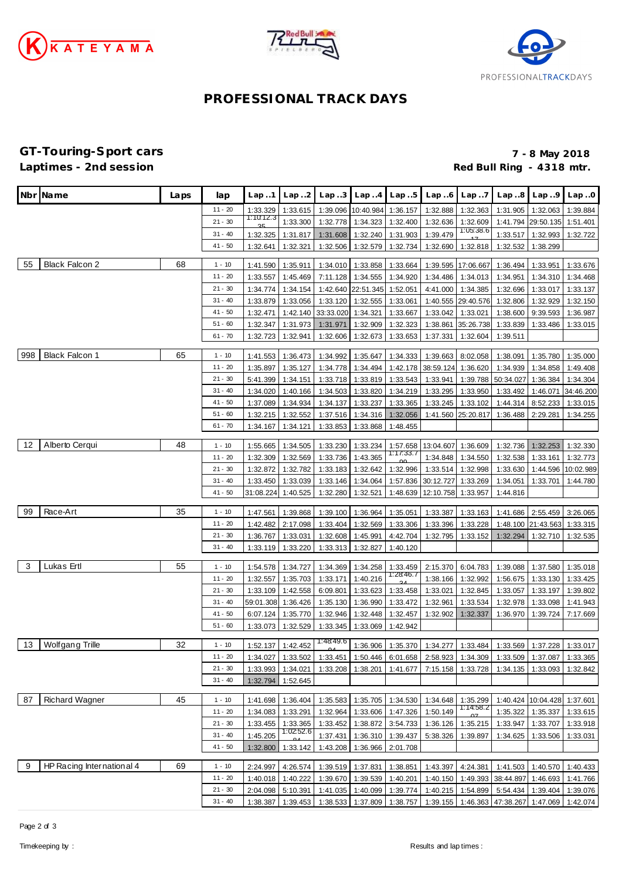# PROFESSIONAL TRACK DAYS

## GT-Touring-Sport cars
**Laptimes - 2nd session**

**7 - 8 May 2018**
**Red Bull Ring - 4318 mtr.**

| Nbr | Name | Laps | lap | Lap..1 | Lap..2 | Lap..3 | Lap..4 | Lap..5 | Lap..6 | Lap..7 | Lap..8 | Lap..9 | Lap..0 |
|---|---|---|---|---|---|---|---|---|---|---|---|---|---|
| | | | 11 - 20 | 1:33.329 | 1:33.615 | 1:39.096 | 10:40.984 | 1:36.157 | 1:32.888 | 1:32.363 | 1:31.905 | 1:32.063 | 1:39.884 |
| | | | 21 - 30 | 1:10:12.335 | 1:33.300 | 1:32.778 | 1:34.323 | 1:32.400 | 1:32.636 | 1:32.609 | 1:41.794 | 29:50.135 | 1:51.401 |
| | | | 31 - 40 | 1:32.325 | 1:31.817 | 1:31.608 | 1:32.240 | 1:31.903 | 1:39.479 | 1:05:38.617 | 1:33.517 | 1:32.993 | 1:32.722 |
| | | | 41 - 50 | 1:32.641 | 1:32.321 | 1:32.506 | 1:32.579 | 1:32.734 | 1:32.690 | 1:32.818 | 1:32.532 | 1:38.299 | |
| 55 | Black Falcon 2 | 68 | 1 - 10 | 1:41.590 | 1:35.911 | 1:34.010 | 1:33.858 | 1:33.664 | 1:39.595 | 17:06.667 | 1:36.494 | 1:33.951 | 1:33.676 |
| | | | 11 - 20 | 1:33.557 | 1:45.469 | 7:11.128 | 1:34.555 | 1:34.920 | 1:34.486 | 1:34.013 | 1:34.951 | 1:34.310 | 1:34.468 |
| | | | 21 - 30 | 1:34.774 | 1:34.154 | 1:42.640 | 22:51.345 | 1:52.051 | 4:41.000 | 1:34.385 | 1:32.696 | 1:33.017 | 1:33.137 |
| | | | 31 - 40 | 1:33.879 | 1:33.056 | 1:33.120 | 1:32.555 | 1:33.061 | 1:40.555 | 29:40.576 | 1:32.806 | 1:32.929 | 1:32.150 |
| | | | 41 - 50 | 1:32.471 | 1:42.140 | 33:33.020 | 1:34.321 | 1:33.667 | 1:33.042 | 1:33.021 | 1:38.600 | 9:39.593 | 1:36.987 |
| | | | 51 - 60 | 1:32.347 | 1:31.973 | 1:31.971 | 1:32.909 | 1:32.323 | 1:38.861 | 35:26.738 | 1:33.839 | 1:33.486 | 1:33.015 |
| | | | 61 - 70 | 1:32.723 | 1:32.941 | 1:32.606 | 1:32.673 | 1:33.653 | 1:37.331 | 1:32.604 | 1:39.511 | | |
| 998 | Black Falcon 1 | 65 | 1 - 10 | 1:41.553 | 1:36.473 | 1:34.992 | 1:35.647 | 1:34.333 | 1:39.663 | 8:02.058 | 1:38.091 | 1:35.780 | 1:35.000 |
| | | | 11 - 20 | 1:35.897 | 1:35.127 | 1:34.778 | 1:34.494 | 1:42.178 | 38:59.124 | 1:36.620 | 1:34.939 | 1:34.858 | 1:49.408 |
| | | | 21 - 30 | 5:41.399 | 1:34.151 | 1:33.718 | 1:33.819 | 1:33.543 | 1:33.941 | 1:39.788 | 50:34.027 | 1:36.384 | 1:34.304 |
| | | | 31 - 40 | 1:34.020 | 1:40.166 | 1:34.503 | 1:33.820 | 1:34.219 | 1:33.295 | 1:33.950 | 1:33.492 | 1:46.071 | 34:46.200 |
| | | | 41 - 50 | 1:37.089 | 1:34.934 | 1:34.137 | 1:33.237 | 1:33.365 | 1:33.245 | 1:33.102 | 1:44.314 | 8:52.233 | 1:33.015 |
| | | | 51 - 60 | 1:32.215 | 1:32.552 | 1:37.516 | 1:34.316 | 1:32.056 | 1:41.560 | 25:20.817 | 1:36.488 | 2:29.281 | 1:34.255 |
| | | | 61 - 70 | 1:34.167 | 1:34.121 | 1:33.853 | 1:33.868 | 1:48.455 | | | | | |
| 12 | Alberto Cerqui | 48 | 1 - 10 | 1:55.665 | 1:34.505 | 1:33.230 | 1:33.234 | 1:57.658 | 13:04.607 | 1:36.609 | 1:32.736 | 1:32.253 | 1:32.330 |
| | | | 11 - 20 | 1:32.309 | 1:32.569 | 1:33.736 | 1:43.365 | 1:17:33.709 | 1:34.848 | 1:34.550 | 1:32.538 | 1:33.161 | 1:32.773 |
| | | | 21 - 30 | 1:32.872 | 1:32.782 | 1:33.183 | 1:32.642 | 1:32.996 | 1:33.514 | 1:32.998 | 1:33.630 | 1:44.596 | 10:02.989 |
| | | | 31 - 40 | 1:33.450 | 1:33.039 | 1:33.146 | 1:34.064 | 1:57.836 | 30:12.727 | 1:33.269 | 1:34.051 | 1:33.701 | 1:44.780 |
| | | | 41 - 50 | 31:08.224 | 1:40.525 | 1:32.280 | 1:32.521 | 1:48.639 | 12:10.758 | 1:33.957 | 1:44.816 | | |
| 99 | Race-Art | 35 | 1 - 10 | 1:47.561 | 1:39.868 | 1:39.100 | 1:36.964 | 1:35.051 | 1:33.387 | 1:33.163 | 1:41.686 | 2:55.459 | 3:26.065 |
| | | | 11 - 20 | 1:42.482 | 2:17.098 | 1:33.404 | 1:32.569 | 1:33.306 | 1:33.396 | 1:33.228 | 1:48.100 | 21:43.563 | 1:33.315 |
| | | | 21 - 30 | 1:36.767 | 1:33.031 | 1:32.608 | 1:45.991 | 4:42.704 | 1:32.795 | 1:33.152 | 1:32.294 | 1:32.710 | 1:32.535 |
| | | | 31 - 40 | 1:33.119 | 1:33.220 | 1:33.313 | 1:32.827 | 1:40.120 | | | | | |
| 3 | Lukas Ertl | 55 | 1 - 10 | 1:54.578 | 1:34.727 | 1:34.369 | 1:34.258 | 1:33.459 | 2:15.370 | 6:04.783 | 1:39.088 | 1:37.580 | 1:35.018 |
| | | | 11 - 20 | 1:32.557 | 1:35.703 | 1:33.171 | 1:40.216 | 1:28:46.734 | 1:38.166 | 1:32.992 | 1:56.675 | 1:33.130 | 1:33.425 |
| | | | 21 - 30 | 1:33.109 | 1:42.558 | 6:09.801 | 1:33.623 | 1:33.458 | 1:33.021 | 1:32.845 | 1:33.057 | 1:33.197 | 1:39.802 |
| | | | 31 - 40 | 59:01.308 | 1:36.426 | 1:35.130 | 1:36.990 | 1:33.472 | 1:32.961 | 1:33.534 | 1:32.978 | 1:33.098 | 1:41.943 |
| | | | 41 - 50 | 6:07.124 | 1:35.770 | 1:32.946 | 1:32.448 | 1:32.457 | 1:32.902 | 1:32.337 | 1:36.970 | 1:39.724 | 7:17.669 |
| | | | 51 - 60 | 1:33.073 | 1:32.529 | 1:33.345 | 1:33.069 | 1:42.942 | | | | | |
| 13 | Wolfgang Trille | 32 | 1 - 10 | 1:52.137 | 1:42.452 | 1:48:49.604 | 1:36.906 | 1:35.370 | 1:34.277 | 1:33.484 | 1:33.569 | 1:37.228 | 1:33.017 |
| | | | 11 - 20 | 1:34.027 | 1:33.502 | 1:33.451 | 1:50.446 | 6:01.658 | 2:58.923 | 1:34.309 | 1:33.509 | 1:37.087 | 1:33.365 |
| | | | 21 - 30 | 1:33.993 | 1:34.021 | 1:33.208 | 1:38.201 | 1:41.677 | 7:15.158 | 1:33.728 | 1:34.135 | 1:33.093 | 1:32.842 |
| | | | 31 - 40 | 1:32.794 | 1:52.645 | | | | | | | | |
| 87 | Richard Wagner | 45 | 1 - 10 | 1:41.698 | 1:36.404 | 1:35.583 | 1:35.705 | 1:34.530 | 1:34.648 | 1:35.299 | 1:40.424 | 10:04.428 | 1:37.601 |
| | | | 11 - 20 | 1:34.083 | 1:33.291 | 1:32.964 | 1:33.606 | 1:47.326 | 1:50.149 | 1:14:58.207 | 1:35.322 | 1:35.337 | 1:33.615 |
| | | | 21 - 30 | 1:33.455 | 1:33.365 | 1:33.452 | 1:38.872 | 3:54.733 | 1:36.126 | 1:35.215 | 1:33.947 | 1:33.707 | 1:33.918 |
| | | | 31 - 40 | 1:45.205 | 1:02:52.604 | 1:37.431 | 1:36.310 | 1:39.437 | 5:38.326 | 1:39.897 | 1:34.625 | 1:33.506 | 1:33.031 |
| | | | 41 - 50 | 1:32.800 | 1:33.142 | 1:43.208 | 1:36.966 | 2:01.708 | | | | | |
| 9 | HP Racing International 4 | 69 | 1 - 10 | 2:24.997 | 4:26.574 | 1:39.519 | 1:37.831 | 1:38.851 | 1:43.397 | 4:24.381 | 1:41.503 | 1:40.570 | 1:40.433 |
| | | | 11 - 20 | 1:40.018 | 1:40.222 | 1:39.670 | 1:39.539 | 1:40.201 | 1:40.150 | 1:49.393 | 38:44.897 | 1:46.693 | 1:41.766 |
| | | | 21 - 30 | 2:04.098 | 5:10.391 | 1:41.035 | 1:40.099 | 1:39.774 | 1:40.215 | 1:54.899 | 5:54.434 | 1:39.404 | 1:39.076 |
| | | | 31 - 40 | 1:38.387 | 1:39.453 | 1:38.533 | 1:37.809 | 1:38.757 | 1:39.155 | 1:46.363 | 47:38.267 | 1:47.069 | 1:42.074 |

Timekeeping by :

Results and lap times :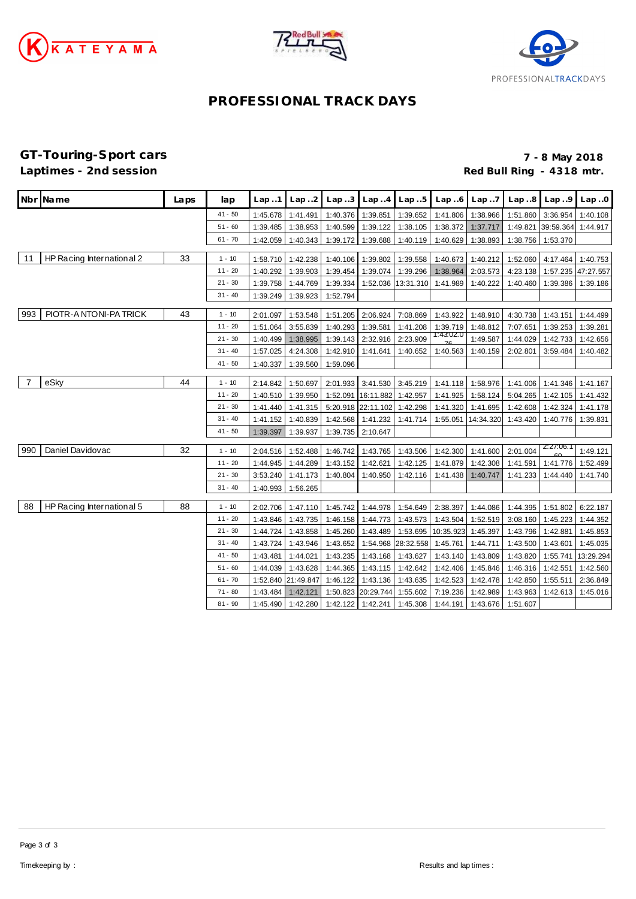# PROFESSIONAL TRACK DAYS

## GT-Touring-Sport cars
**Laptimes - 2nd session**

**7 - 8 May 2018**
**Red Bull Ring - 4318 mtr.**

| Nbr | Name | Laps | lap | Lap ..1 | Lap ..2 | Lap ..3 | Lap ..4 | Lap ..5 | Lap ..6 | Lap ..7 | Lap ..8 | Lap ..9 | Lap ..0 |
|---|---|---|---|---|---|---|---|---|---|---|---|---|---|
| | | | 41 - 50 | 1:45.678 | 1:41.491 | 1:40.376 | 1:39.851 | 1:39.652 | 1:41.806 | 1:38.966 | 1:51.860 | 3:36.954 | 1:40.108 |
| | | | 51 - 60 | 1:39.485 | 1:38.953 | 1:40.599 | 1:39.122 | 1:38.105 | 1:38.372 | 1:37.717 | 1:49.821 | 39:59.364 | 1:44.917 |
| | | | 61 - 70 | 1:42.059 | 1:40.343 | 1:39.172 | 1:39.688 | 1:40.119 | 1:40.629 | 1:38.893 | 1:38.756 | 1:53.370 | |
| 11 | HP Racing International 2 | 33 | 1 - 10 | 1:58.710 | 1:42.238 | 1:40.106 | 1:39.802 | 1:39.558 | 1:40.673 | 1:40.212 | 1:52.060 | 4:17.464 | 1:40.753 |
| | | | 11 - 20 | 1:40.292 | 1:39.903 | 1:39.454 | 1:39.074 | 1:39.296 | 1:38.964 | 2:03.573 | 4:23.138 | 1:57.235 | 47:27.557 |
| | | | 21 - 30 | 1:39.758 | 1:44.769 | 1:39.334 | 1:52.036 | 13:31.310 | 1:41.989 | 1:40.222 | 1:40.460 | 1:39.386 | 1:39.186 |
| | | | 31 - 40 | 1:39.249 | 1:39.923 | 1:52.794 | | | | | | | |
| 993 | PIOTR-ANTONI-PATRICK | 43 | 1 - 10 | 2:01.097 | 1:53.548 | 1:51.205 | 2:06.924 | 7:08.869 | 1:43.922 | 1:48.910 | 4:30.738 | 1:43.151 | 1:44.499 |
| | | | 11 - 20 | 1:51.064 | 3:55.839 | 1:40.293 | 1:39.581 | 1:41.208 | 1:39.719 | 1:48.812 | 7:07.651 | 1:39.253 | 1:39.281 |
| | | | 21 - 30 | 1:40.499 | 1:38.995 | 1:39.143 | 2:32.916 | 2:23.909 | 1:43:02.076 | 1:49.587 | 1:44.029 | 1:42.733 | 1:42.656 |
| | | | 31 - 40 | 1:57.025 | 4:24.308 | 1:42.910 | 1:41.641 | 1:40.652 | 1:40.563 | 1:40.159 | 2:02.801 | 3:59.484 | 1:40.482 |
| | | | 41 - 50 | 1:40.337 | 1:39.560 | 1:59.096 | | | | | | | |
| 7 | eSky | 44 | 1 - 10 | 2:14.842 | 1:50.697 | 2:01.933 | 3:41.530 | 3:45.219 | 1:41.118 | 1:58.976 | 1:41.006 | 1:41.346 | 1:41.167 |
| | | | 11 - 20 | 1:40.510 | 1:39.950 | 1:52.091 | 16:11.882 | 1:42.957 | 1:41.925 | 1:58.124 | 5:04.265 | 1:42.105 | 1:41.432 |
| | | | 21 - 30 | 1:41.440 | 1:41.315 | 5:20.918 | 22:11.102 | 1:42.298 | 1:41.320 | 1:41.695 | 1:42.608 | 1:42.324 | 1:41.178 |
| | | | 31 - 40 | 1:41.152 | 1:40.839 | 1:42.568 | 1:41.232 | 1:41.714 | 1:55.051 | 14:34.320 | 1:43.420 | 1:40.776 | 1:39.831 |
| | | | 41 - 50 | 1:39.397 | 1:39.937 | 1:39.735 | 2:10.647 | | | | | | |
| 990 | Daniel Davidovac | 32 | 1 - 10 | 2:04.516 | 1:52.488 | 1:46.742 | 1:43.765 | 1:43.506 | 1:42.300 | 1:41.600 | 2:01.004 | 2:27:06.160 | 1:49.121 |
| | | | 11 - 20 | 1:44.945 | 1:44.289 | 1:43.152 | 1:42.621 | 1:42.125 | 1:41.879 | 1:42.308 | 1:41.591 | 1:41.776 | 1:52.499 |
| | | | 21 - 30 | 3:53.240 | 1:41.173 | 1:40.804 | 1:40.950 | 1:42.116 | 1:41.438 | 1:40.747 | 1:41.233 | 1:44.440 | 1:41.740 |
| | | | 31 - 40 | 1:40.993 | 1:56.265 | | | | | | | | |
| 88 | HP Racing International 5 | 88 | 1 - 10 | 2:02.706 | 1:47.110 | 1:45.742 | 1:44.978 | 1:54.649 | 2:38.397 | 1:44.086 | 1:44.395 | 1:51.802 | 6:22.187 |
| | | | 11 - 20 | 1:43.846 | 1:43.735 | 1:46.158 | 1:44.773 | 1:43.573 | 1:43.504 | 1:52.519 | 3:08.160 | 1:45.223 | 1:44.352 |
| | | | 21 - 30 | 1:44.724 | 1:43.858 | 1:45.260 | 1:43.489 | 1:53.695 | 10:35.923 | 1:45.397 | 1:43.796 | 1:42.881 | 1:45.853 |
| | | | 31 - 40 | 1:43.724 | 1:43.946 | 1:43.652 | 1:54.968 | 28:32.558 | 1:45.761 | 1:44.711 | 1:43.500 | 1:43.601 | 1:45.035 |
| | | | 41 - 50 | 1:43.481 | 1:44.021 | 1:43.235 | 1:43.168 | 1:43.627 | 1:43.140 | 1:43.809 | 1:43.820 | 1:55.741 | 13:29.294 |
| | | | 51 - 60 | 1:44.039 | 1:43.628 | 1:44.365 | 1:43.115 | 1:42.642 | 1:42.406 | 1:45.846 | 1:46.316 | 1:42.551 | 1:42.560 |
| | | | 61 - 70 | 1:52.840 | 21:49.847 | 1:46.122 | 1:43.136 | 1:43.635 | 1:42.523 | 1:42.478 | 1:42.850 | 1:55.511 | 2:36.849 |
| | | | 71 - 80 | 1:43.484 | 1:42.121 | 1:50.823 | 20:29.744 | 1:55.602 | 7:19.236 | 1:42.989 | 1:43.963 | 1:42.613 | 1:45.016 |
| | | | 81 - 90 | 1:45.490 | 1:42.280 | 1:42.122 | 1:42.241 | 1:45.308 | 1:44.191 | 1:43.676 | 1:51.607 | | |

Timekeeping by :

Results and lap times :